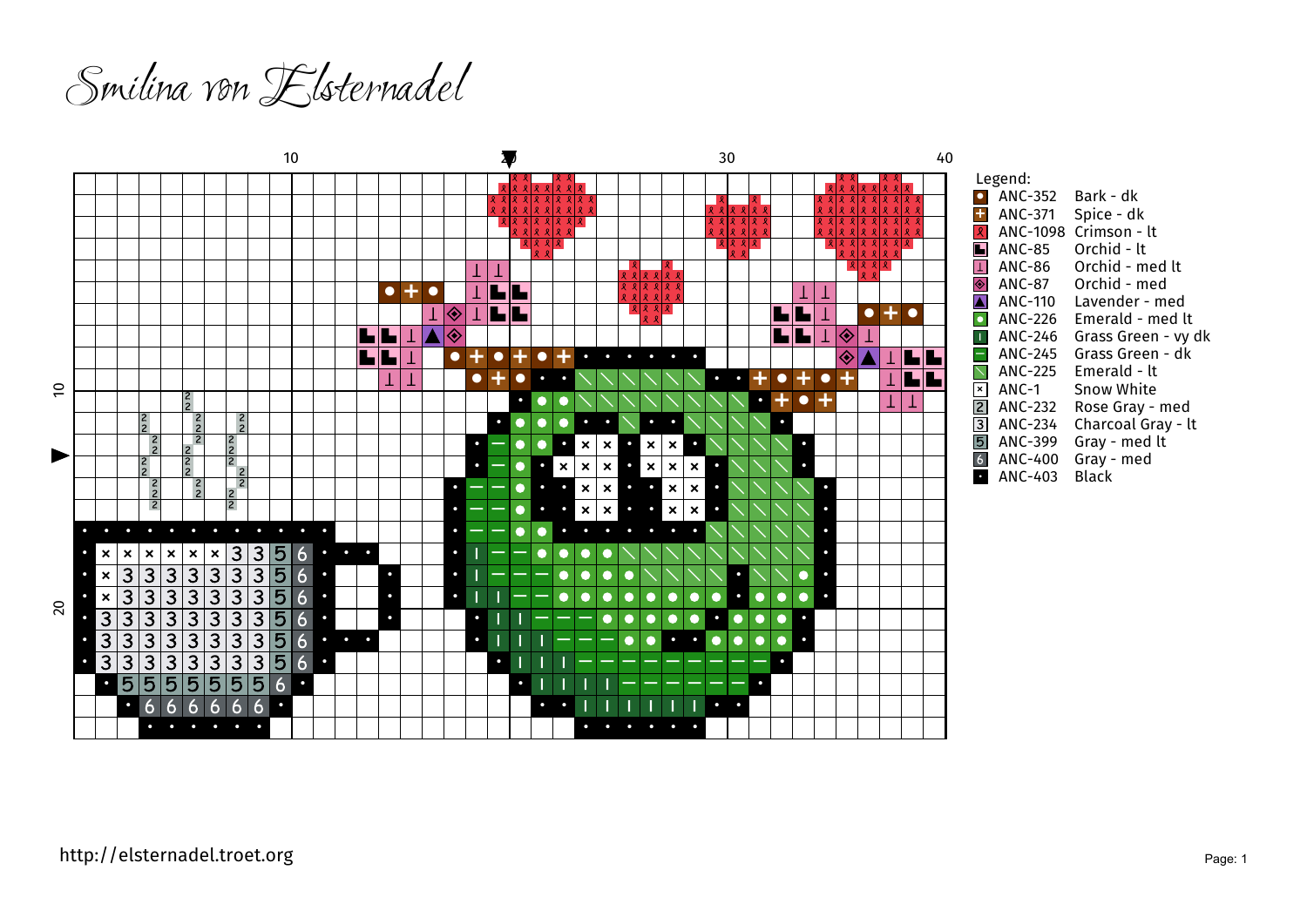# Smilina von Elsternadel

Legend:

| Symbol | Code | Name |
|---|---|---|
| ● | ANC-352 | Bark - dk |
| + | ANC-371 | Spice - dk |
| ዴ | ANC-1098 | Crimson - lt |
| ▙ | ANC-85 | Orchid - lt |
| ⊥ | ANC-86 | Orchid - med lt |
| ◈ | ANC-87 | Orchid - med |
| ▲ | ANC-110 | Lavender - med |
| ● | ANC-226 | Emerald - med lt |
| I | ANC-246 | Grass Green - vy dk |
| — | ANC-245 | Grass Green - dk |
| ╲ | ANC-225 | Emerald - lt |
| × | ANC-1 | Snow White |
| 2 | ANC-232 | Rose Gray - med |
| 3 | ANC-234 | Charcoal Gray - lt |
| 5 | ANC-399 | Gray - med lt |
| 6 | ANC-400 | Gray - med |
| • | ANC-403 | Black |

http://elsternadel.troet.org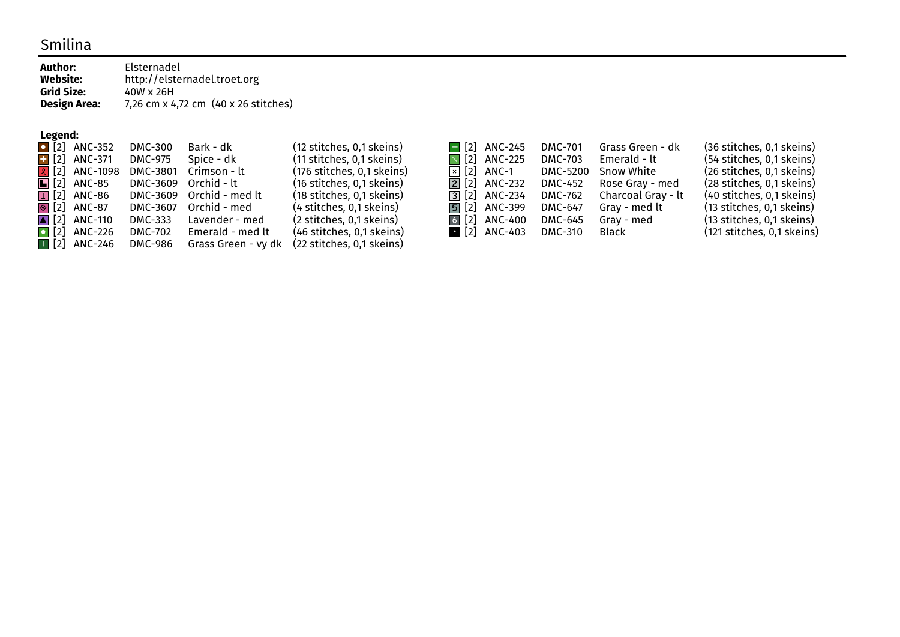# Smilina

**Author:** Elsternadel
**Website:** http://elsternadel.troet.org
**Grid Size:** 40W x 26H
**Design Area:** 7,26 cm x 4,72 cm (40 x 26 stitches)

**Legend:**

| | | | | | |
|---|---|---|---|---|---|
| • | [2] | ANC-352 | DMC-300 | Bark - dk | (12 stitches, 0,1 skeins) |
| + | [2] | ANC-371 | DMC-975 | Spice - dk | (11 stitches, 0,1 skeins) |
| 8 | [2] | ANC-1098 | DMC-3801 | Crimson - lt | (176 stitches, 0,1 skeins) |
| ▙ | [2] | ANC-85 | DMC-3609 | Orchid - lt | (16 stitches, 0,1 skeins) |
| ⊥ | [2] | ANC-86 | DMC-3609 | Orchid - med lt | (18 stitches, 0,1 skeins) |
| ◈ | [2] | ANC-87 | DMC-3607 | Orchid - med | (4 stitches, 0,1 skeins) |
| ▲ | [2] | ANC-110 | DMC-333 | Lavender - med | (2 stitches, 0,1 skeins) |
| ● | [2] | ANC-226 | DMC-702 | Emerald - med lt | (46 stitches, 0,1 skeins) |
| I | [2] | ANC-246 | DMC-986 | Grass Green - vy dk | (22 stitches, 0,1 skeins) |
| – | [2] | ANC-245 | DMC-701 | Grass Green - dk | (36 stitches, 0,1 skeins) |
| ╲ | [2] | ANC-225 | DMC-703 | Emerald - lt | (54 stitches, 0,1 skeins) |
| × | [2] | ANC-1 | DMC-5200 | Snow White | (26 stitches, 0,1 skeins) |
| 2 | [2] | ANC-232 | DMC-452 | Rose Gray - med | (28 stitches, 0,1 skeins) |
| 3 | [2] | ANC-234 | DMC-762 | Charcoal Gray - lt | (40 stitches, 0,1 skeins) |
| 5 | [2] | ANC-399 | DMC-647 | Gray - med lt | (13 stitches, 0,1 skeins) |
| 6 | [2] | ANC-400 | DMC-645 | Gray - med | (13 stitches, 0,1 skeins) |
| · | [2] | ANC-403 | DMC-310 | Black | (121 stitches, 0,1 skeins) |